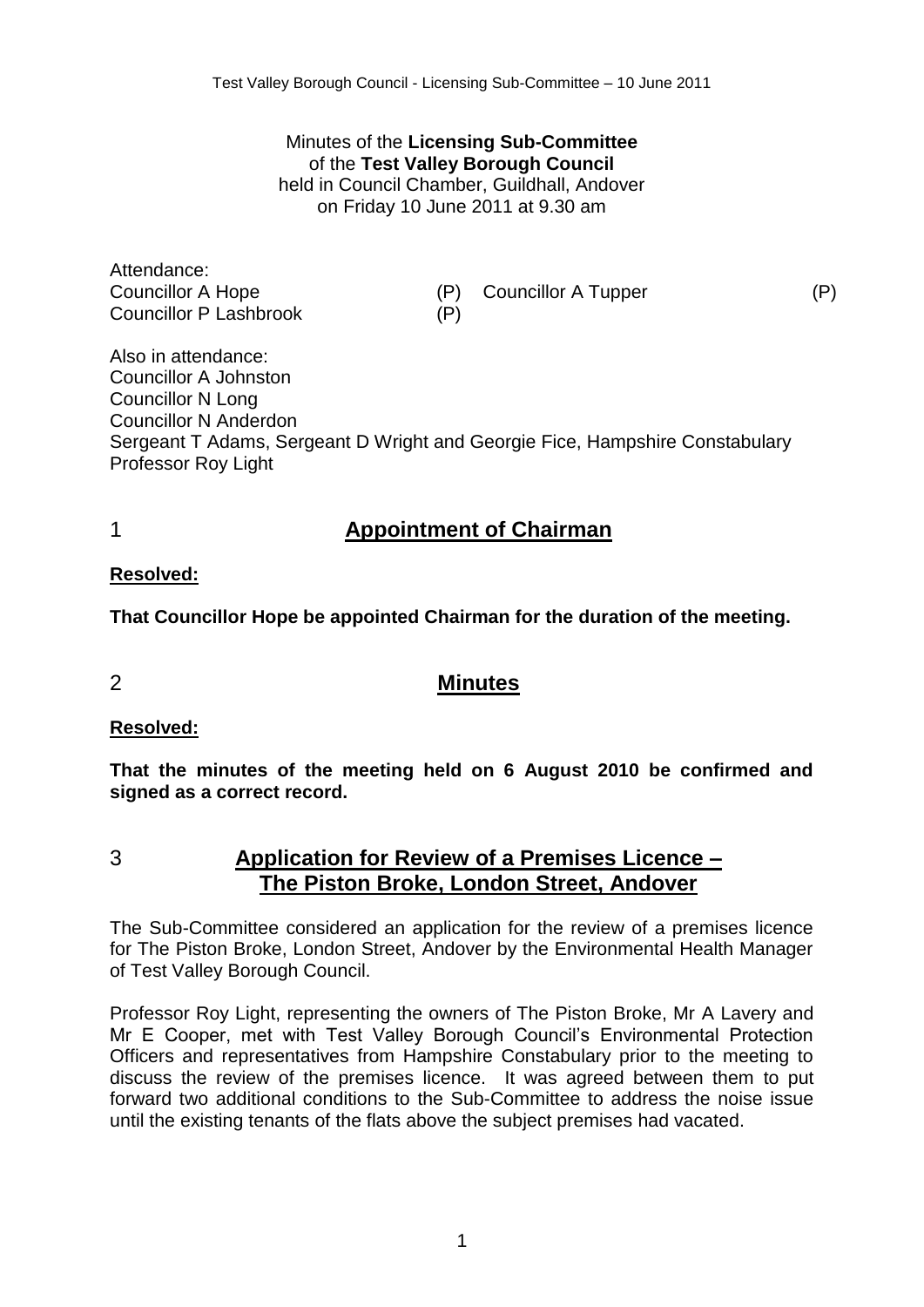Minutes of the **Licensing Sub-Committee**
of the **Test Valley Borough Council**
held in Council Chamber, Guildhall, Andover
on Friday 10 June 2011 at 9.30 am

Attendance:

| | | | |
|---|---|---|---|
| Councillor A Hope | (P) | Councillor A Tupper | (P) |
| Councillor P Lashbrook | (P) | | |

Also in attendance:
Councillor A Johnston
Councillor N Long
Councillor N Anderdon
Sergeant T Adams, Sergeant D Wright and Georgie Fice, Hampshire Constabulary
Professor Roy Light

## 1 Appointment of Chairman

**Resolved:**

**That Councillor Hope be appointed Chairman for the duration of the meeting.**

## 2 Minutes

**Resolved:**

**That the minutes of the meeting held on 6 August 2010 be confirmed and signed as a correct record.**

## 3 Application for Review of a Premises Licence – The Piston Broke, London Street, Andover

The Sub-Committee considered an application for the review of a premises licence for The Piston Broke, London Street, Andover by the Environmental Health Manager of Test Valley Borough Council.

Professor Roy Light, representing the owners of The Piston Broke, Mr A Lavery and Mr E Cooper, met with Test Valley Borough Council's Environmental Protection Officers and representatives from Hampshire Constabulary prior to the meeting to discuss the review of the premises licence. It was agreed between them to put forward two additional conditions to the Sub-Committee to address the noise issue until the existing tenants of the flats above the subject premises had vacated.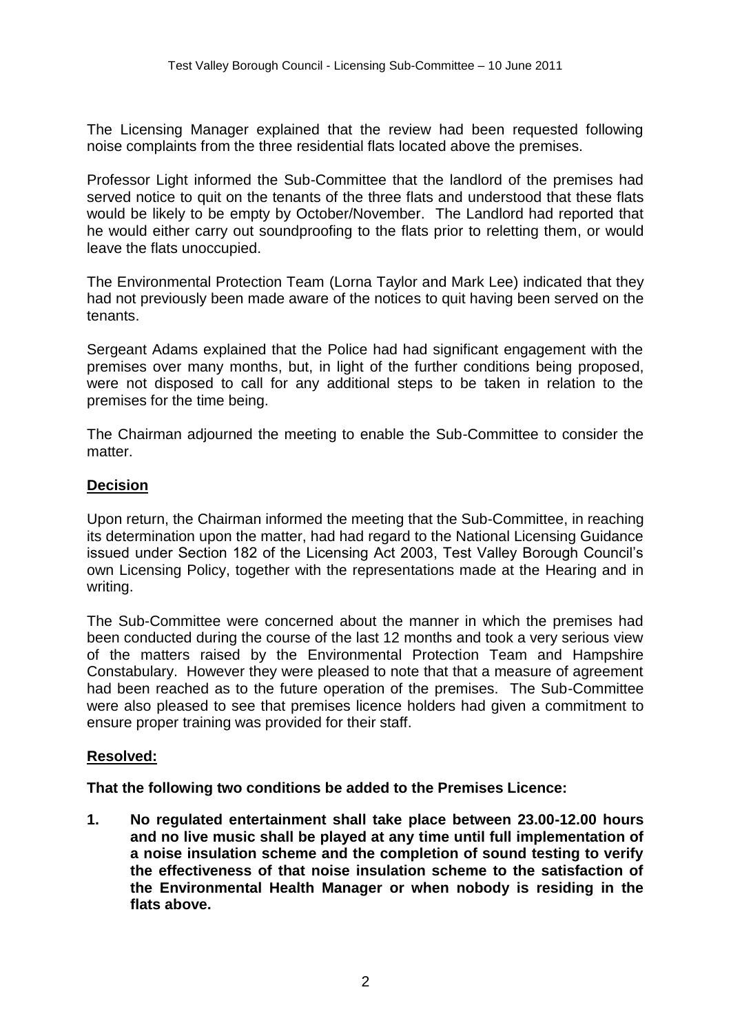The Licensing Manager explained that the review had been requested following noise complaints from the three residential flats located above the premises.

Professor Light informed the Sub-Committee that the landlord of the premises had served notice to quit on the tenants of the three flats and understood that these flats would be likely to be empty by October/November. The Landlord had reported that he would either carry out soundproofing to the flats prior to reletting them, or would leave the flats unoccupied.

The Environmental Protection Team (Lorna Taylor and Mark Lee) indicated that they had not previously been made aware of the notices to quit having been served on the tenants.

Sergeant Adams explained that the Police had had significant engagement with the premises over many months, but, in light of the further conditions being proposed, were not disposed to call for any additional steps to be taken in relation to the premises for the time being.

The Chairman adjourned the meeting to enable the Sub-Committee to consider the matter.

**Decision**

Upon return, the Chairman informed the meeting that the Sub-Committee, in reaching its determination upon the matter, had had regard to the National Licensing Guidance issued under Section 182 of the Licensing Act 2003, Test Valley Borough Council's own Licensing Policy, together with the representations made at the Hearing and in writing.

The Sub-Committee were concerned about the manner in which the premises had been conducted during the course of the last 12 months and took a very serious view of the matters raised by the Environmental Protection Team and Hampshire Constabulary. However they were pleased to note that that a measure of agreement had been reached as to the future operation of the premises. The Sub-Committee were also pleased to see that premises licence holders had given a commitment to ensure proper training was provided for their staff.

**Resolved:**

**That the following two conditions be added to the Premises Licence:**

1. **No regulated entertainment shall take place between 23.00-12.00 hours and no live music shall be played at any time until full implementation of a noise insulation scheme and the completion of sound testing to verify the effectiveness of that noise insulation scheme to the satisfaction of the Environmental Health Manager or when nobody is residing in the flats above.**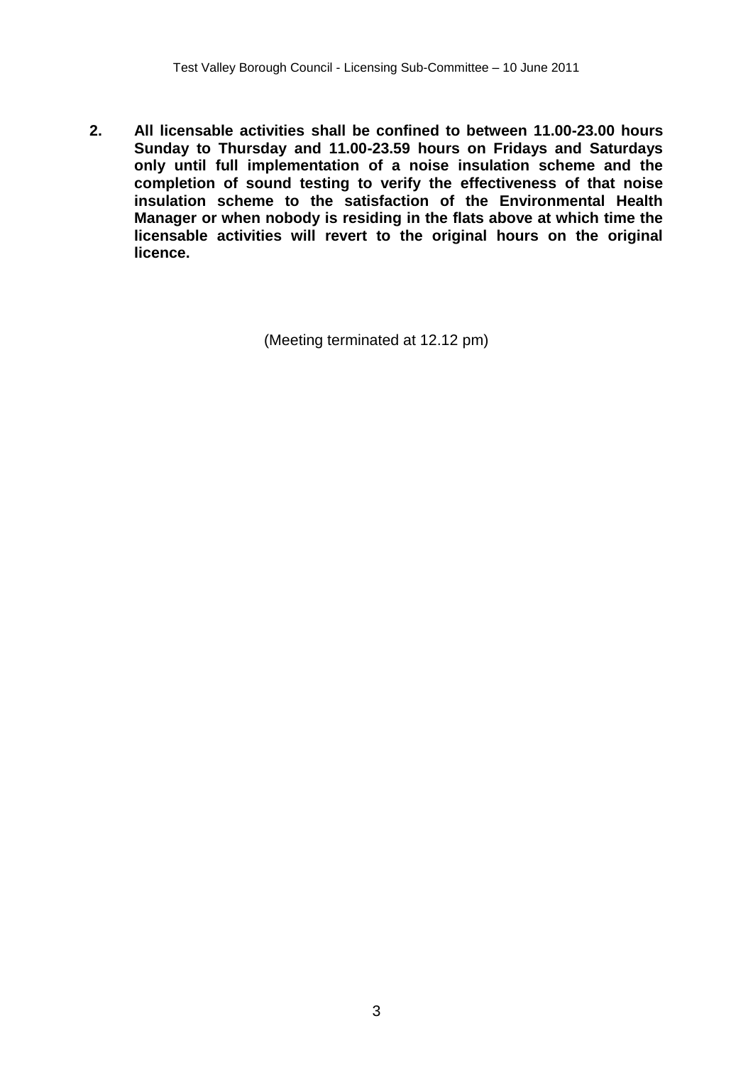2. **All licensable activities shall be confined to between 11.00-23.00 hours Sunday to Thursday and 11.00-23.59 hours on Fridays and Saturdays only until full implementation of a noise insulation scheme and the completion of sound testing to verify the effectiveness of that noise insulation scheme to the satisfaction of the Environmental Health Manager or when nobody is residing in the flats above at which time the licensable activities will revert to the original hours on the original licence.**

(Meeting terminated at 12.12 pm)